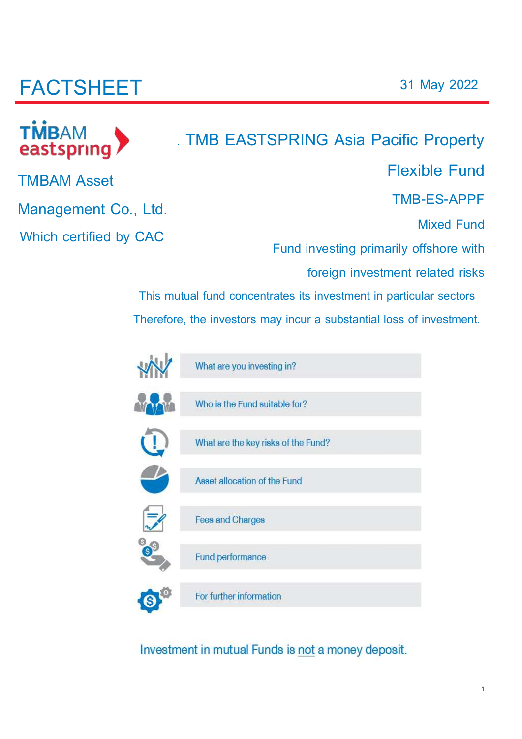# FACTSHEET

31 May 2022

TMBAM eastspring

TMBAM Asset Management Co., Ltd.

Which certified by CAC

## . TMB EASTSPRING Asia Pacific Property Flexible Fund

TMB-ES-APPF

Mixed Fund

Fund investing primarily offshore with foreign investment related risks

This mutual fund concentrates its investment in particular sectors

Therefore, the investors may incur a substantial loss of investment.

- What are you investing in?
- Who is the Fund suitable for?
- What are the key risks of the Fund?
- Asset allocation of the Fund
- Fees and Charges
- Fund performance
- For further information

Investment in mutual Funds is not a money deposit.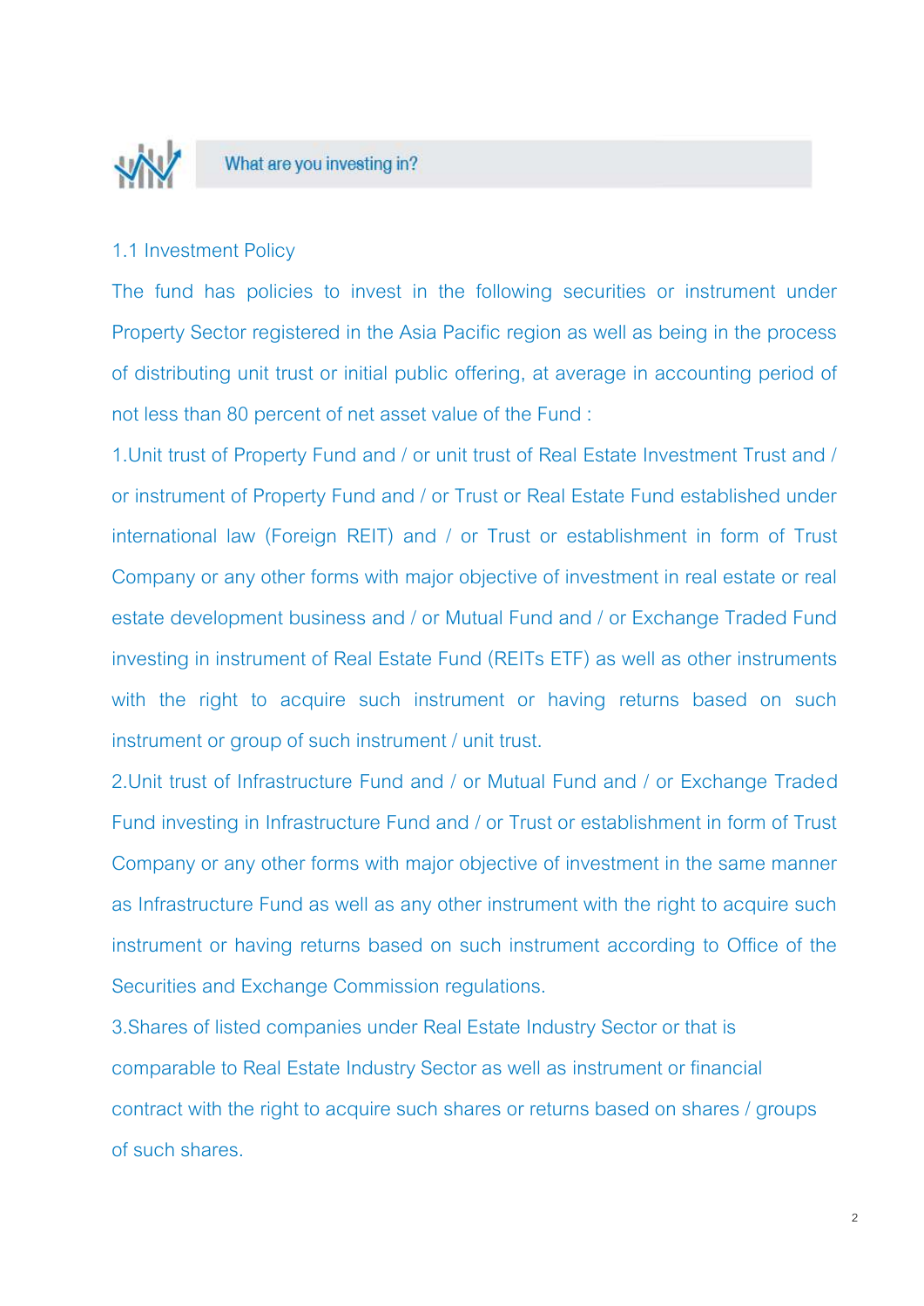## What are you investing in?

### 1.1 Investment Policy

The fund has policies to invest in the following securities or instrument under Property Sector registered in the Asia Pacific region as well as being in the process of distributing unit trust or initial public offering, at average in accounting period of not less than 80 percent of net asset value of the Fund :

1.Unit trust of Property Fund and / or unit trust of Real Estate Investment Trust and / or instrument of Property Fund and / or Trust or Real Estate Fund established under international law (Foreign REIT) and / or Trust or establishment in form of Trust Company or any other forms with major objective of investment in real estate or real estate development business and / or Mutual Fund and / or Exchange Traded Fund investing in instrument of Real Estate Fund (REITs ETF) as well as other instruments with the right to acquire such instrument or having returns based on such instrument or group of such instrument / unit trust.

2.Unit trust of Infrastructure Fund and / or Mutual Fund and / or Exchange Traded Fund investing in Infrastructure Fund and / or Trust or establishment in form of Trust Company or any other forms with major objective of investment in the same manner as Infrastructure Fund as well as any other instrument with the right to acquire such instrument or having returns based on such instrument according to Office of the Securities and Exchange Commission regulations.

3.Shares of listed companies under Real Estate Industry Sector or that is comparable to Real Estate Industry Sector as well as instrument or financial contract with the right to acquire such shares or returns based on shares / groups of such shares.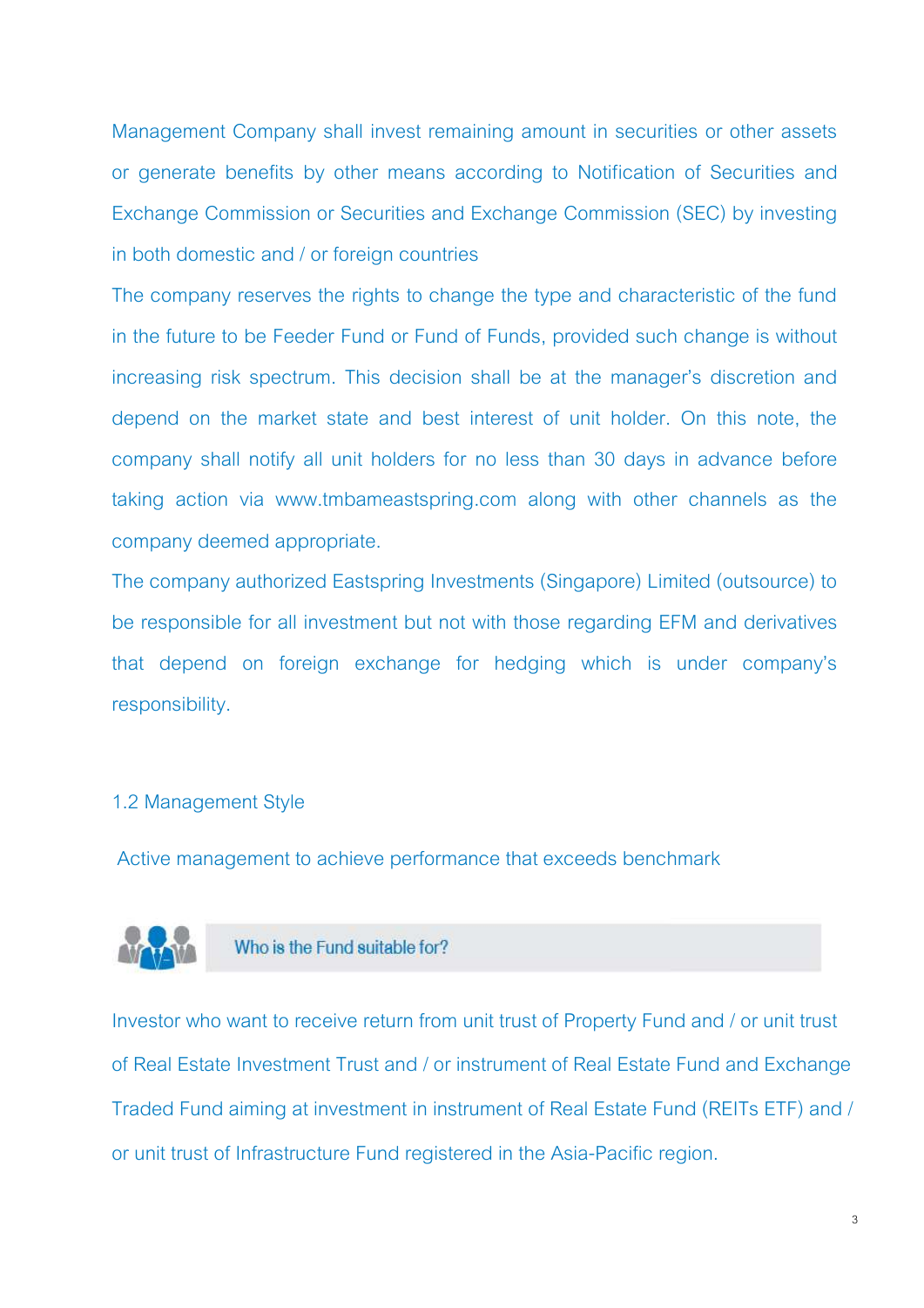Management Company shall invest remaining amount in securities or other assets or generate benefits by other means according to Notification of Securities and Exchange Commission or Securities and Exchange Commission (SEC) by investing in both domestic and / or foreign countries

The company reserves the rights to change the type and characteristic of the fund in the future to be Feeder Fund or Fund of Funds, provided such change is without increasing risk spectrum. This decision shall be at the manager's discretion and depend on the market state and best interest of unit holder. On this note, the company shall notify all unit holders for no less than 30 days in advance before taking action via www.tmbameastspring.com along with other channels as the company deemed appropriate.

The company authorized Eastspring Investments (Singapore) Limited (outsource) to be responsible for all investment but not with those regarding EFM and derivatives that depend on foreign exchange for hedging which is under company's responsibility.

### 1.2 Management Style

Active management to achieve performance that exceeds benchmark

## Who is the Fund suitable for?

Investor who want to receive return from unit trust of Property Fund and / or unit trust of Real Estate Investment Trust and / or instrument of Real Estate Fund and Exchange Traded Fund aiming at investment in instrument of Real Estate Fund (REITs ETF) and / or unit trust of Infrastructure Fund registered in the Asia-Pacific region.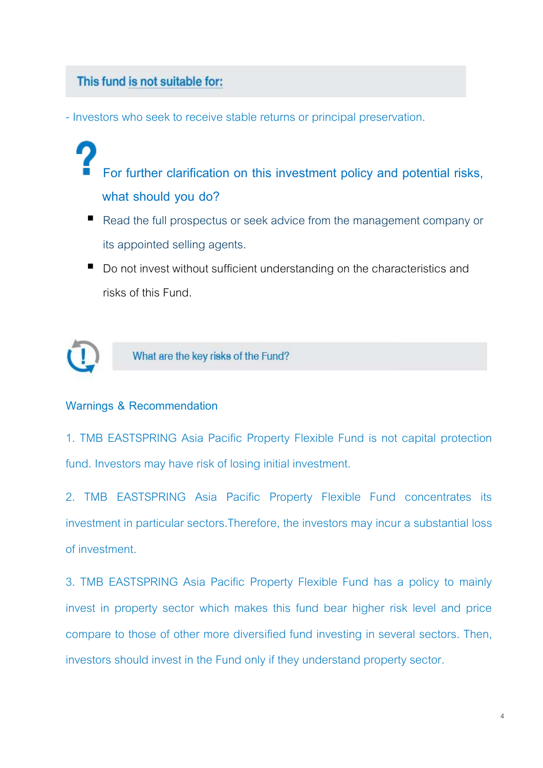## This fund is not suitable for:

- Investors who seek to receive stable returns or principal preservation.

### For further clarification on this investment policy and potential risks, what should you do?

- Read the full prospectus or seek advice from the management company or its appointed selling agents.
- Do not invest without sufficient understanding on the characteristics and risks of this Fund.

## What are the key risks of the Fund?

### Warnings & Recommendation

1. TMB EASTSPRING Asia Pacific Property Flexible Fund is not capital protection fund. Investors may have risk of losing initial investment.

2. TMB EASTSPRING Asia Pacific Property Flexible Fund concentrates its investment in particular sectors.Therefore, the investors may incur a substantial loss of investment.

3. TMB EASTSPRING Asia Pacific Property Flexible Fund has a policy to mainly invest in property sector which makes this fund bear higher risk level and price compare to those of other more diversified fund investing in several sectors. Then, investors should invest in the Fund only if they understand property sector.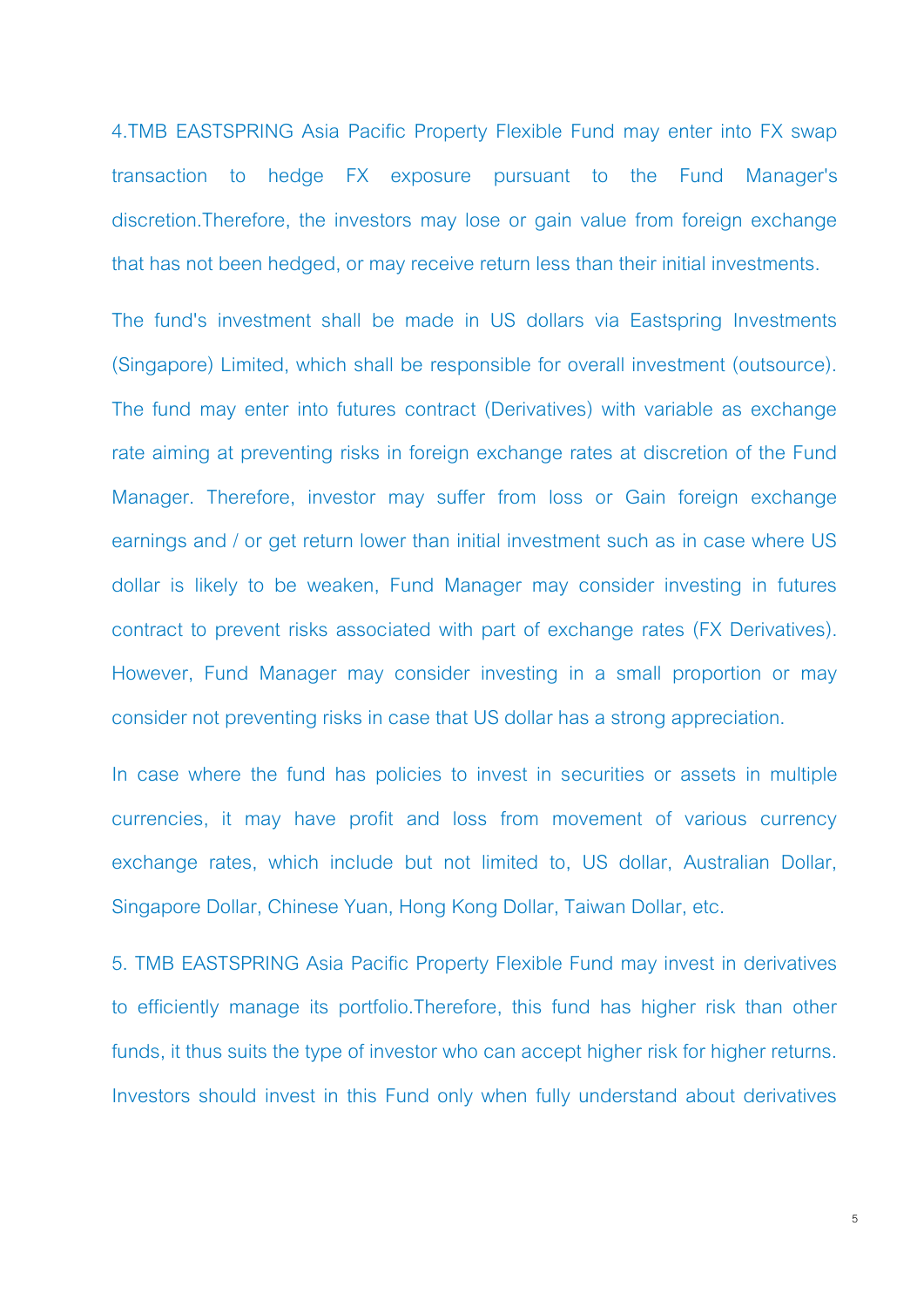4.TMB EASTSPRING Asia Pacific Property Flexible Fund may enter into FX swap transaction to hedge FX exposure pursuant to the Fund Manager's discretion.Therefore, the investors may lose or gain value from foreign exchange that has not been hedged, or may receive return less than their initial investments.

The fund's investment shall be made in US dollars via Eastspring Investments (Singapore) Limited, which shall be responsible for overall investment (outsource). The fund may enter into futures contract (Derivatives) with variable as exchange rate aiming at preventing risks in foreign exchange rates at discretion of the Fund Manager. Therefore, investor may suffer from loss or Gain foreign exchange earnings and / or get return lower than initial investment such as in case where US dollar is likely to be weaken, Fund Manager may consider investing in futures contract to prevent risks associated with part of exchange rates (FX Derivatives). However, Fund Manager may consider investing in a small proportion or may consider not preventing risks in case that US dollar has a strong appreciation.

In case where the fund has policies to invest in securities or assets in multiple currencies, it may have profit and loss from movement of various currency exchange rates, which include but not limited to, US dollar, Australian Dollar, Singapore Dollar, Chinese Yuan, Hong Kong Dollar, Taiwan Dollar, etc.

5. TMB EASTSPRING Asia Pacific Property Flexible Fund may invest in derivatives to efficiently manage its portfolio.Therefore, this fund has higher risk than other funds, it thus suits the type of investor who can accept higher risk for higher returns. Investors should invest in this Fund only when fully understand about derivatives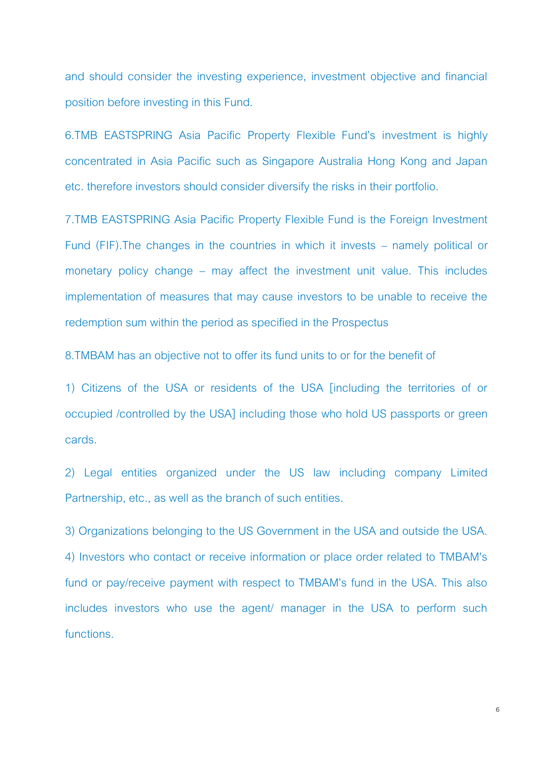and should consider the investing experience, investment objective and financial position before investing in this Fund.

6.TMB EASTSPRING Asia Pacific Property Flexible Fund's investment is highly concentrated in Asia Pacific such as Singapore Australia Hong Kong and Japan etc. therefore investors should consider diversify the risks in their portfolio.

7.TMB EASTSPRING Asia Pacific Property Flexible Fund is the Foreign Investment Fund (FIF).The changes in the countries in which it invests – namely political or monetary policy change – may affect the investment unit value. This includes implementation of measures that may cause investors to be unable to receive the redemption sum within the period as specified in the Prospectus

8.TMBAM has an objective not to offer its fund units to or for the benefit of

1) Citizens of the USA or residents of the USA [including the territories of or occupied /controlled by the USA] including those who hold US passports or green cards.

2) Legal entities organized under the US law including company Limited Partnership, etc., as well as the branch of such entities.

3) Organizations belonging to the US Government in the USA and outside the USA.

4) Investors who contact or receive information or place order related to TMBAM's fund or pay/receive payment with respect to TMBAM's fund in the USA. This also includes investors who use the agent/ manager in the USA to perform such functions.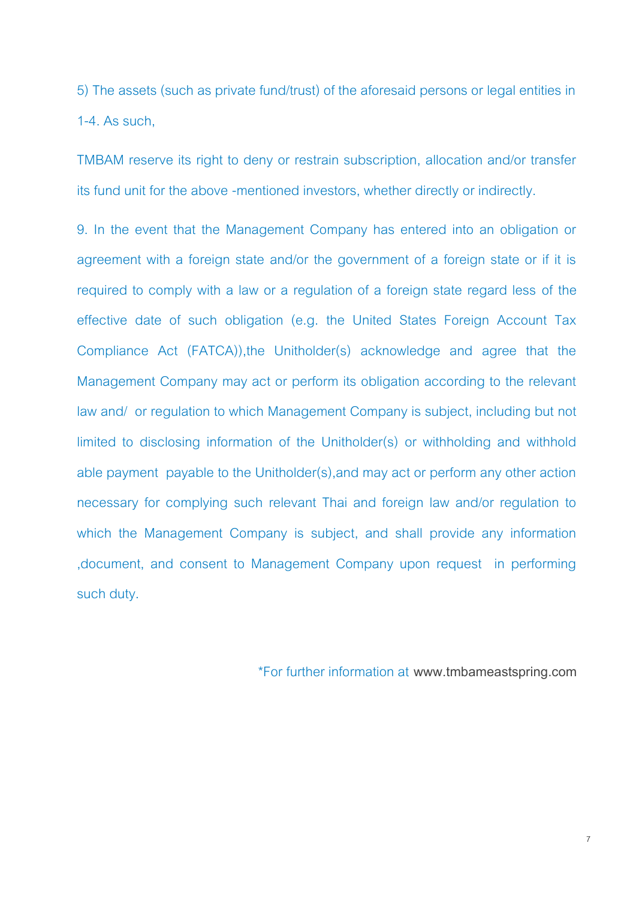5) The assets (such as private fund/trust) of the aforesaid persons or legal entities in 1-4. As such,

TMBAM reserve its right to deny or restrain subscription, allocation and/or transfer its fund unit for the above -mentioned investors, whether directly or indirectly.

9. In the event that the Management Company has entered into an obligation or agreement with a foreign state and/or the government of a foreign state or if it is required to comply with a law or a regulation of a foreign state regard less of the effective date of such obligation (e.g. the United States Foreign Account Tax Compliance Act (FATCA)),the Unitholder(s) acknowledge and agree that the Management Company may act or perform its obligation according to the relevant law and/ or regulation to which Management Company is subject, including but not limited to disclosing information of the Unitholder(s) or withholding and withhold able payment payable to the Unitholder(s),and may act or perform any other action necessary for complying such relevant Thai and foreign law and/or regulation to which the Management Company is subject, and shall provide any information ,document, and consent to Management Company upon request in performing such duty.

*For further information at www.tmbameastspring.com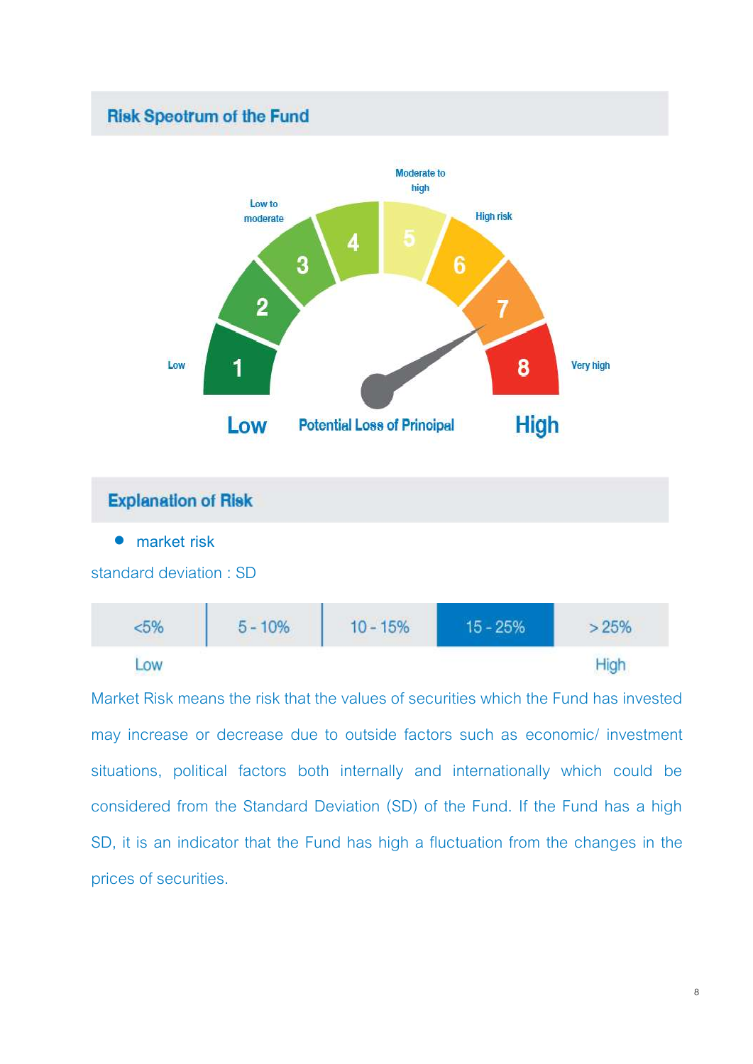## Risk Spectrum of the Fund

Moderate to high

Low to moderate

High risk

4

3

5

6

2

7

Low

1

8

Very high

**Low** **Potential Loss of Principal** **High**

## Explanation of Risk

- market risk

standard deviation : SD

| <5% | 5 - 10% | 10 - 15% | 15 - 25% | > 25% |
|---|---|---|---|---|
| Low | | | | High |

Market Risk means the risk that the values of securities which the Fund has invested may increase or decrease due to outside factors such as economic/ investment situations, political factors both internally and internationally which could be considered from the Standard Deviation (SD) of the Fund. If the Fund has a high SD, it is an indicator that the Fund has high a fluctuation from the changes in the prices of securities.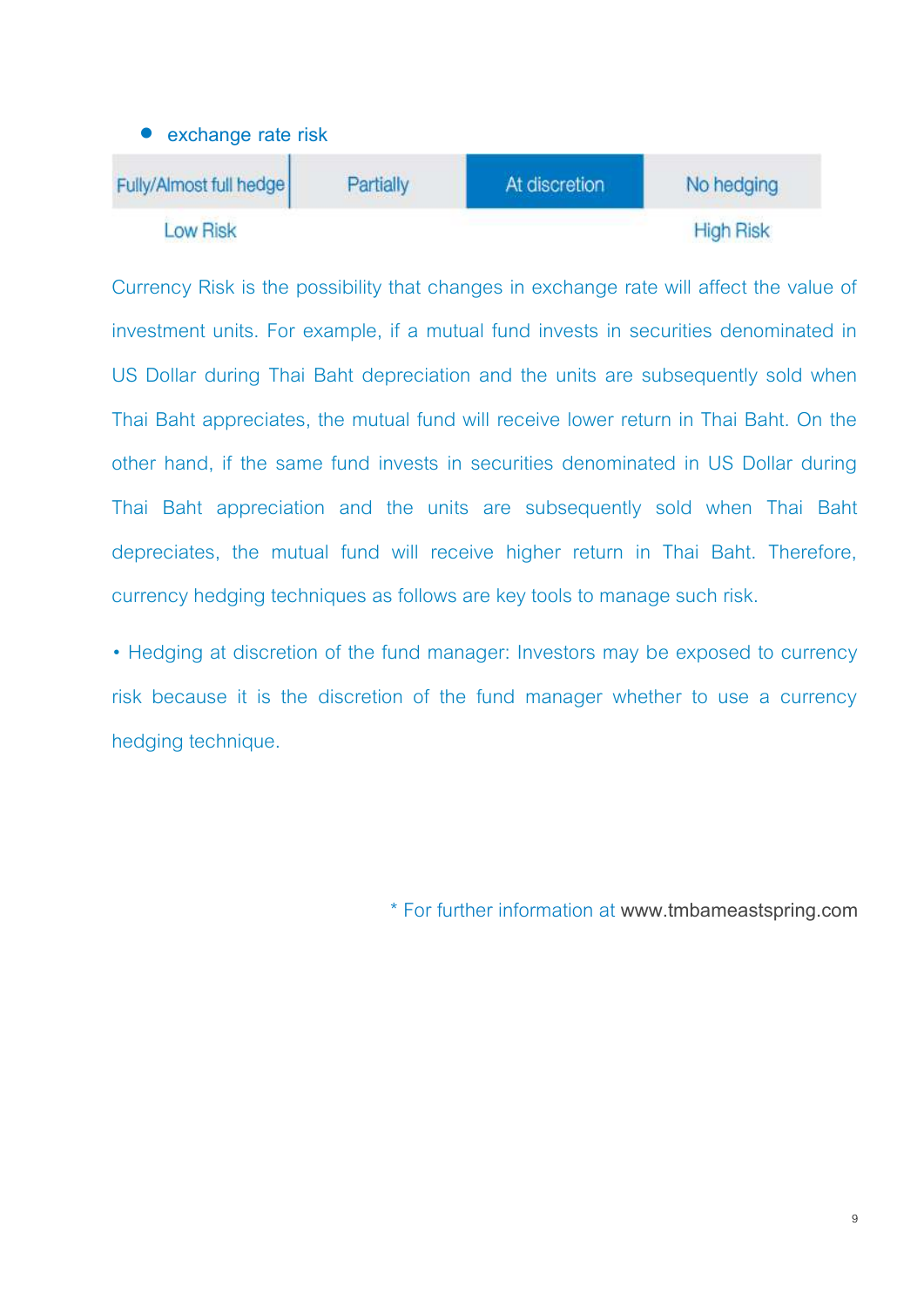- exchange rate risk

| Fully/Almost full hedge | Partially | **At discretion** | No hedging |
|---|---|---|---|
| Low Risk | | | High Risk |

Currency Risk is the possibility that changes in exchange rate will affect the value of investment units. For example, if a mutual fund invests in securities denominated in US Dollar during Thai Baht depreciation and the units are subsequently sold when Thai Baht appreciates, the mutual fund will receive lower return in Thai Baht. On the other hand, if the same fund invests in securities denominated in US Dollar during Thai Baht appreciation and the units are subsequently sold when Thai Baht depreciates, the mutual fund will receive higher return in Thai Baht. Therefore, currency hedging techniques as follows are key tools to manage such risk.

- Hedging at discretion of the fund manager: Investors may be exposed to currency risk because it is the discretion of the fund manager whether to use a currency hedging technique.

\* For further information at www.tmbameastspring.com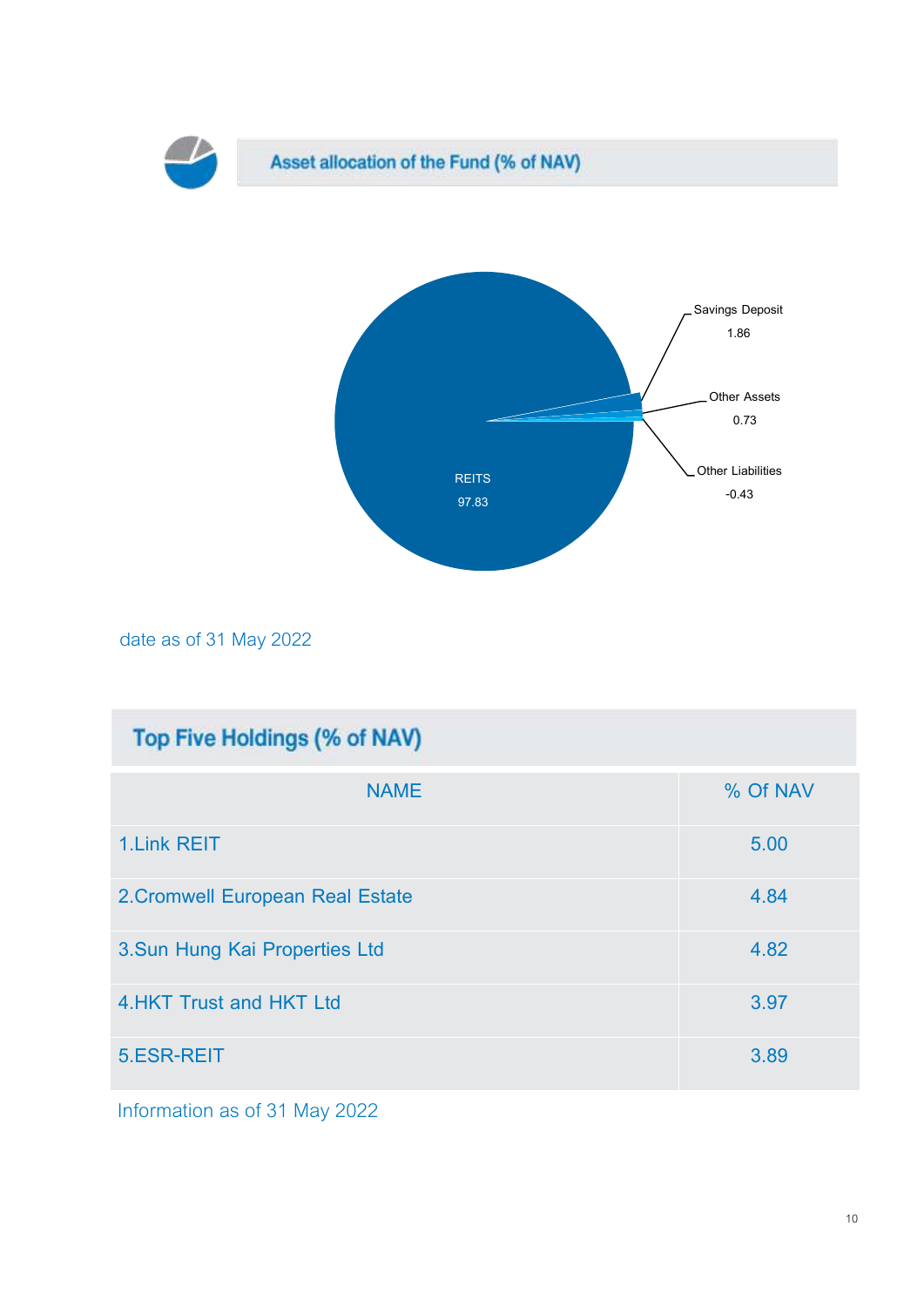## Asset allocation of the Fund (% of NAV)

Savings Deposit 1.86

Other Assets 0.73

Other Liabilities -0.43

REITS 97.83

date as of 31 May 2022

## Top Five Holdings (% of NAV)

| NAME | % Of NAV |
|---|---|
| 1.Link REIT | 5.00 |
| 2.Cromwell European Real Estate | 4.84 |
| 3.Sun Hung Kai Properties Ltd | 4.82 |
| 4.HKT Trust and HKT Ltd | 3.97 |
| 5.ESR-REIT | 3.89 |

Information as of 31 May 2022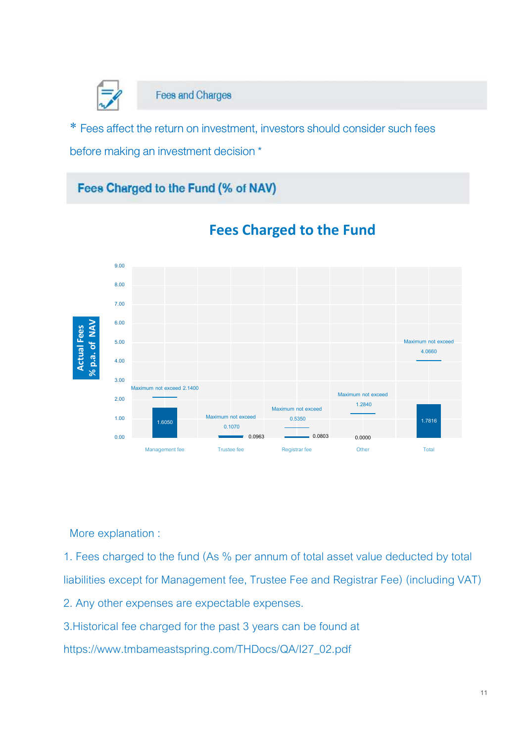## Fees and Charges

* Fees affect the return on investment, investors should consider such fees before making an investment decision *

### Fees Charged to the Fund (% of NAV)

**Fees Charged to the Fund**

| Fee | Actual Fees (% p.a. of NAV) | Maximum not exceed |
|---|---|---|
| Management fee | 1.6050 | 2.1400 |
| Trustee fee | 0.0963 | 0.1070 |
| Registrar fee | 0.0803 | 0.5350 |
| Other | 0.0000 | 1.2840 |
| Total | 1.7816 | 4.0660 |

More explanation :

1. Fees charged to the fund (As % per annum of total asset value deducted by total liabilities except for Management fee, Trustee Fee and Registrar Fee) (including VAT)
2. Any other expenses are expectable expenses.
3. Historical fee charged for the past 3 years can be found at https://www.tmbameastspring.com/THDocs/QA/I27_02.pdf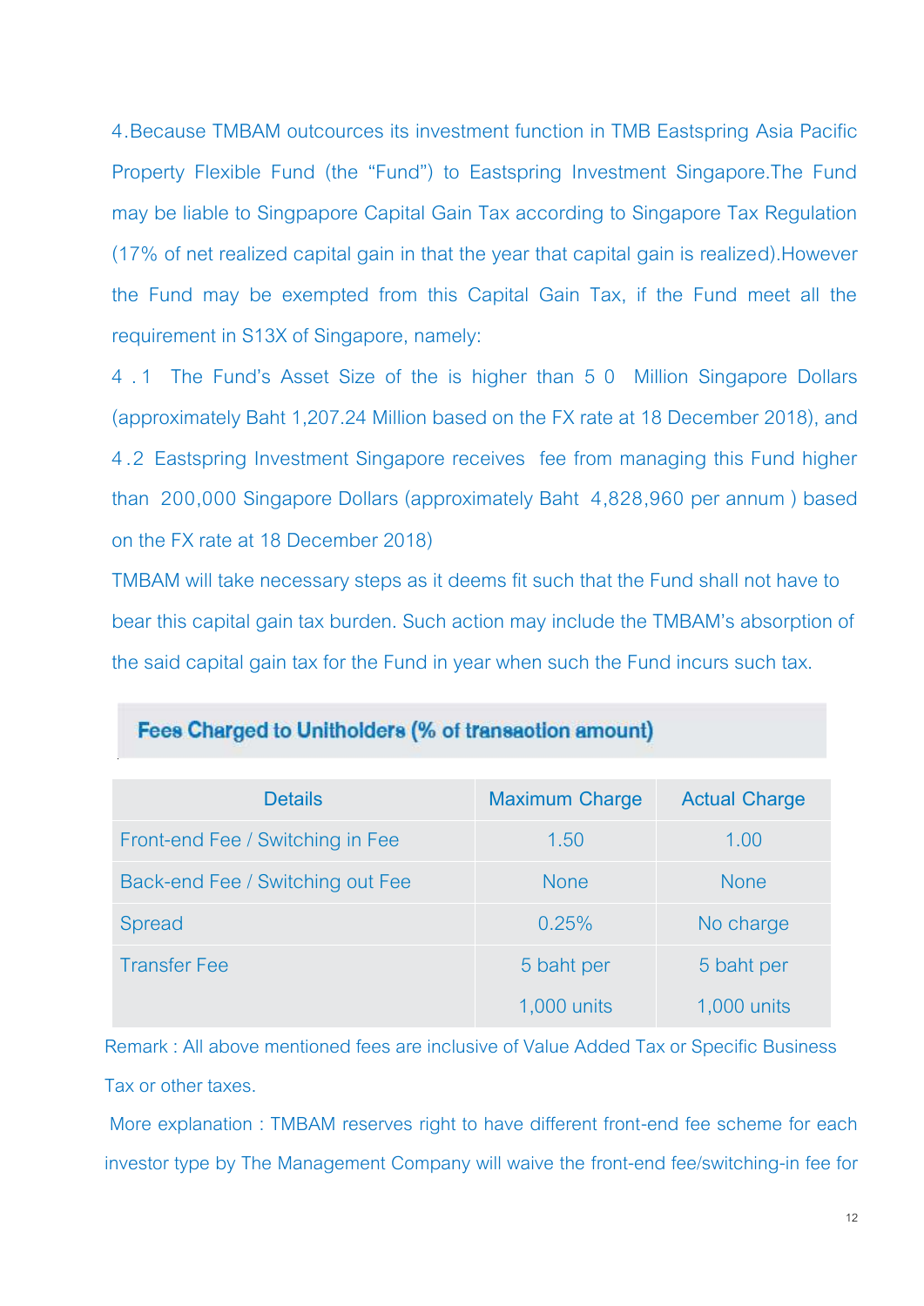4.Because TMBAM outcources its investment function in TMB Eastspring Asia Pacific Property Flexible Fund (the "Fund") to Eastspring Investment Singapore.The Fund may be liable to Singpapore Capital Gain Tax according to Singapore Tax Regulation (17% of net realized capital gain in that the year that capital gain is realized).However the Fund may be exempted from this Capital Gain Tax, if the Fund meet all the requirement in S13X of Singapore, namely:

4.1 The Fund's Asset Size of the is higher than 50 Million Singapore Dollars (approximately Baht 1,207.24 Million based on the FX rate at 18 December 2018), and

4.2 Eastspring Investment Singapore receives fee from managing this Fund higher than 200,000 Singapore Dollars (approximately Baht 4,828,960 per annum ) based on the FX rate at 18 December 2018)

TMBAM will take necessary steps as it deems fit such that the Fund shall not have to bear this capital gain tax burden. Such action may include the TMBAM's absorption of the said capital gain tax for the Fund in year when such the Fund incurs such tax.

## Fees Charged to Unitholders (% of transaction amount)

| Details | Maximum Charge | Actual Charge |
| --- | --- | --- |
| Front-end Fee / Switching in Fee | 1.50 | 1.00 |
| Back-end Fee / Switching out Fee | None | None |
| Spread | 0.25% | No charge |
| Transfer Fee | 5 baht per 1,000 units | 5 baht per 1,000 units |

Remark : All above mentioned fees are inclusive of Value Added Tax or Specific Business Tax or other taxes.

More explanation : TMBAM reserves right to have different front-end fee scheme for each investor type by The Management Company will waive the front-end fee/switching-in fee for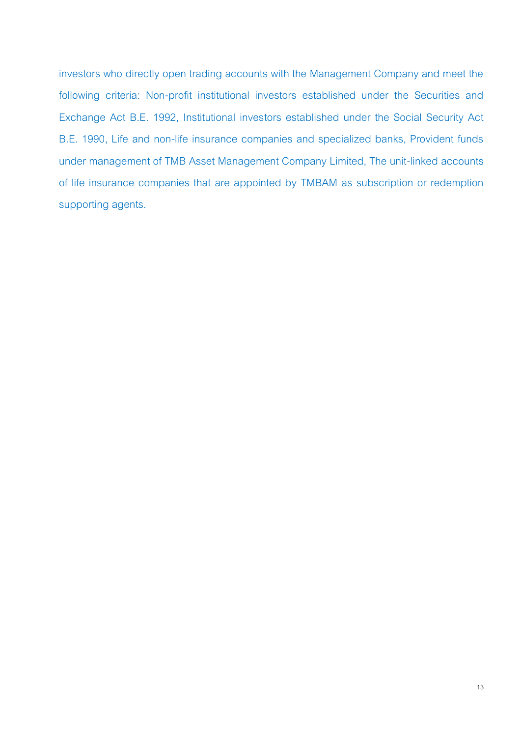investors who directly open trading accounts with the Management Company and meet the following criteria: Non-profit institutional investors established under the Securities and Exchange Act B.E. 1992, Institutional investors established under the Social Security Act B.E. 1990, Life and non-life insurance companies and specialized banks, Provident funds under management of TMB Asset Management Company Limited, The unit-linked accounts of life insurance companies that are appointed by TMBAM as subscription or redemption supporting agents.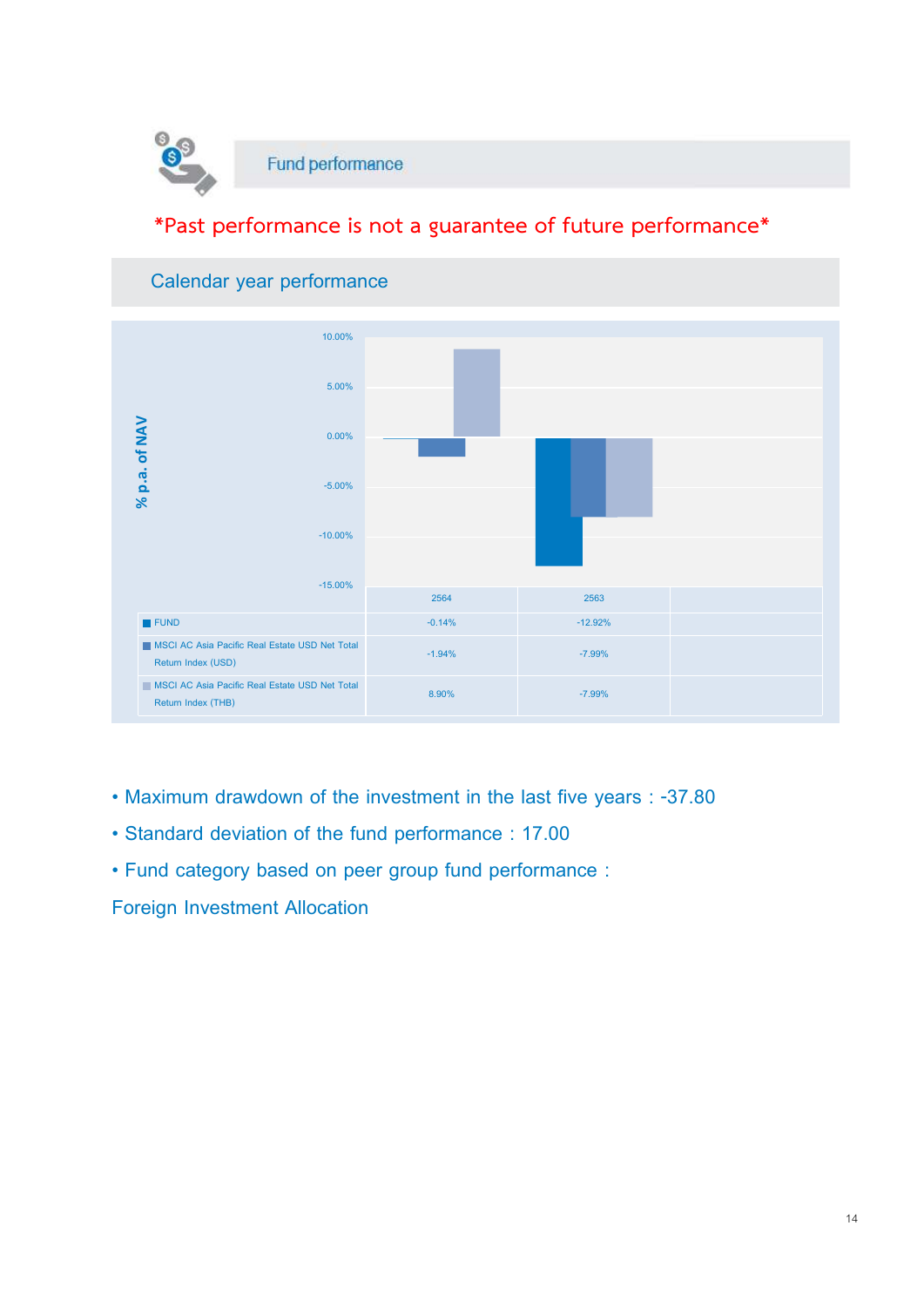## Fund performance

*Past performance is not a guarantee of future performance*

### Calendar year performance

| | 2564 | 2563 | |
|---|---|---|---|
| FUND | -0.14% | -12.92% | |
| MSCI AC Asia Pacific Real Estate USD Net Total Return Index (USD) | -1.94% | -7.99% | |
| MSCI AC Asia Pacific Real Estate USD Net Total Return Index (THB) | 8.90% | -7.99% | |

- Maximum drawdown of the investment in the last five years : -37.80
- Standard deviation of the fund performance : 17.00
- Fund category based on peer group fund performance :

Foreign Investment Allocation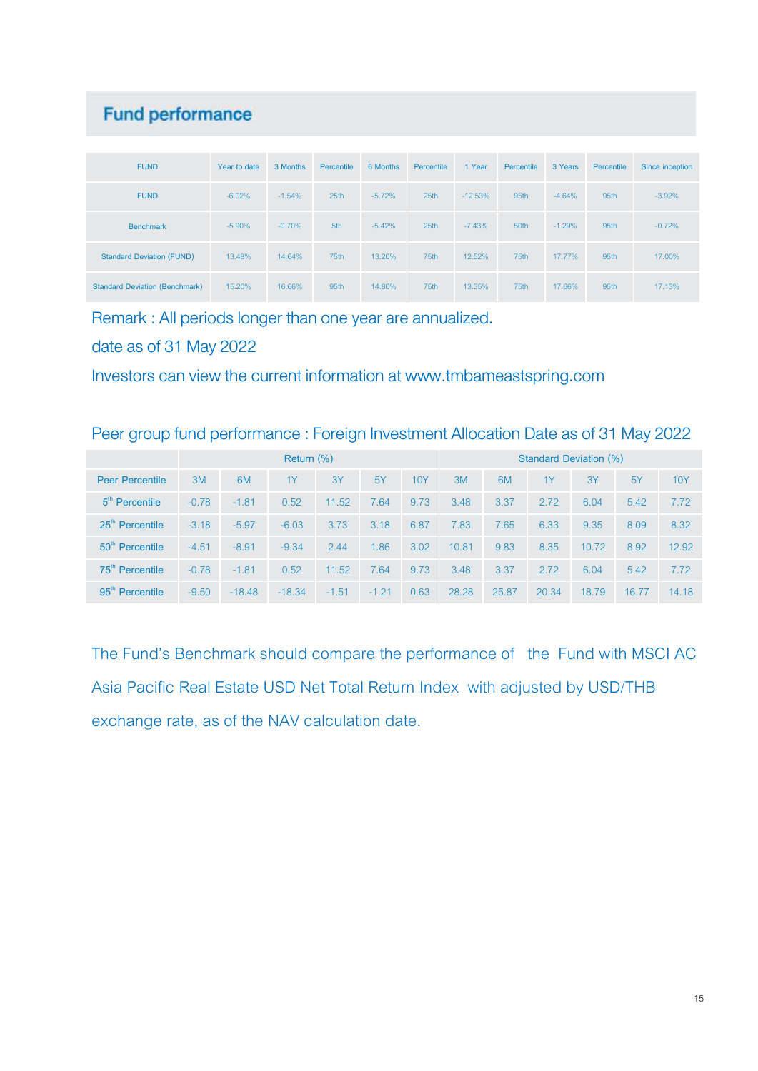## Fund performance

| FUND | Year to date | 3 Months | Percentile | 6 Months | Percentile | 1 Year | Percentile | 3 Years | Percentile | Since inception |
|---|---|---|---|---|---|---|---|---|---|---|
| FUND | -6.02% | -1.54% | 25th | -5.72% | 25th | -12.53% | 95th | -4.64% | 95th | -3.92% |
| Benchmark | -5.90% | -0.70% | 5th | -5.42% | 25th | -7.43% | 50th | -1.29% | 95th | -0.72% |
| Standard Deviation (FUND) | 13.48% | 14.64% | 75th | 13.20% | 75th | 12.52% | 75th | 17.77% | 95th | 17.00% |
| Standard Deviation (Benchmark) | 15.20% | 16.66% | 95th | 14.80% | 75th | 13.35% | 75th | 17.66% | 95th | 17.13% |

Remark : All periods longer than one year are annualized.

date as of 31 May 2022

Investors can view the current information at www.tmbameastspring.com

Peer group fund performance : Foreign Investment Allocation Date as of 31 May 2022

| | Return (%) | | | | | | Standard Deviation (%) | | | | | |
|---|---|---|---|---|---|---|---|---|---|---|---|---|
| Peer Percentile | 3M | 6M | 1Y | 3Y | 5Y | 10Y | 3M | 6M | 1Y | 3Y | 5Y | 10Y |
| 5th Percentile | -0.78 | -1.81 | 0.52 | 11.52 | 7.64 | 9.73 | 3.48 | 3.37 | 2.72 | 6.04 | 5.42 | 7.72 |
| 25th Percentile | -3.18 | -5.97 | -6.03 | 3.73 | 3.18 | 6.87 | 7.83 | 7.65 | 6.33 | 9.35 | 8.09 | 8.32 |
| 50th Percentile | -4.51 | -8.91 | -9.34 | 2.44 | 1.86 | 3.02 | 10.81 | 9.83 | 8.35 | 10.72 | 8.92 | 12.92 |
| 75th Percentile | -0.78 | -1.81 | 0.52 | 11.52 | 7.64 | 9.73 | 3.48 | 3.37 | 2.72 | 6.04 | 5.42 | 7.72 |
| 95th Percentile | -9.50 | -18.48 | -18.34 | -1.51 | -1.21 | 0.63 | 28.28 | 25.87 | 20.34 | 18.79 | 16.77 | 14.18 |

The Fund's Benchmark should compare the performance of the Fund with MSCI AC Asia Pacific Real Estate USD Net Total Return Index with adjusted by USD/THB exchange rate, as of the NAV calculation date.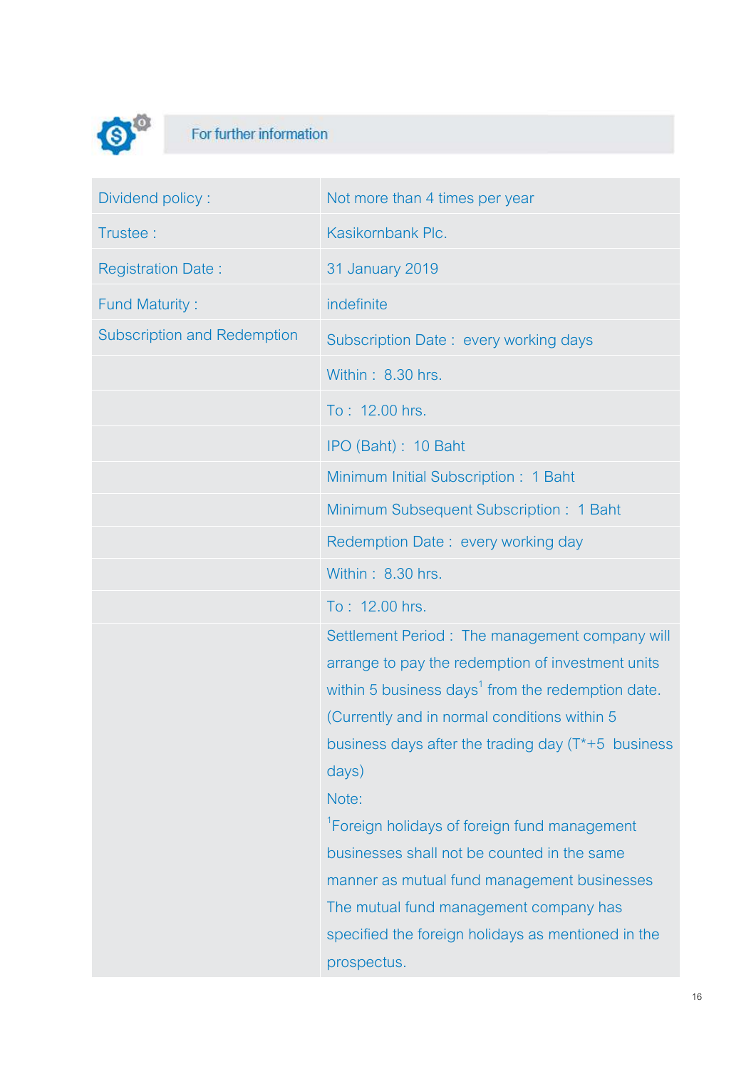## For further information

| | |
|---|---|
| Dividend policy : | Not more than 4 times per year |
| Trustee : | Kasikornbank Plc. |
| Registration Date : | 31 January 2019 |
| Fund Maturity : | indefinite |
| Subscription and Redemption | Subscription Date : every working days |
| | Within : 8.30 hrs. |
| | To : 12.00 hrs. |
| | IPO (Baht) : 10 Baht |
| | Minimum Initial Subscription : 1 Baht |
| | Minimum Subsequent Subscription : 1 Baht |
| | Redemption Date : every working day |
| | Within : 8.30 hrs. |
| | To : 12.00 hrs. |
| | Settlement Period : The management company will arrange to pay the redemption of investment units within 5 business days[1] from the redemption date. (Currently and in normal conditions within 5 business days after the trading day (T*+5 business days)<br>Note:<br>[1]Foreign holidays of foreign fund management businesses shall not be counted in the same manner as mutual fund management businesses The mutual fund management company has specified the foreign holidays as mentioned in the prospectus. |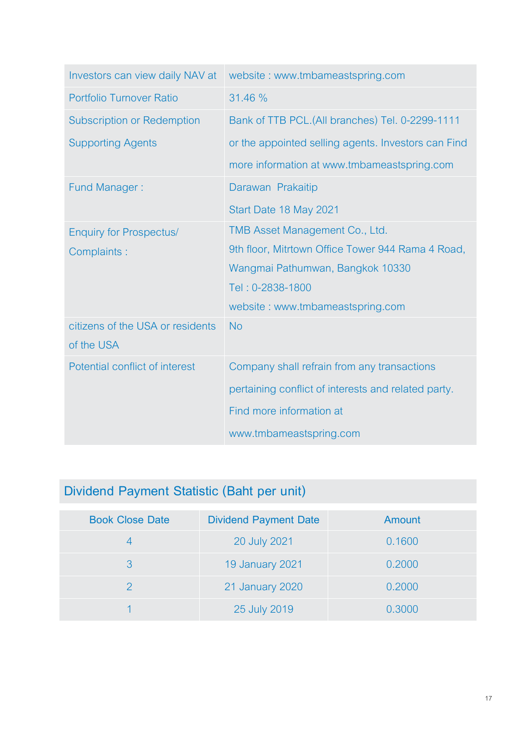| | |
|---|---|
| Investors can view daily NAV at | website : www.tmbameastspring.com |
| Portfolio Turnover Ratio | 31.46 % |
| Subscription or Redemption Supporting Agents | Bank of TTB PCL.(All branches) Tel. 0-2299-1111 or the appointed selling agents. Investors can Find more information at www.tmbameastspring.com |
| Fund Manager : | Darawan Prakaitip<br>Start Date 18 May 2021 |
| Enquiry for Prospectus/ Complaints : | TMB Asset Management Co., Ltd.<br>9th floor, Mitrtown Office Tower 944 Rama 4 Road, Wangmai Pathumwan, Bangkok 10330<br>Tel : 0-2838-1800<br>website : www.tmbameastspring.com |
| citizens of the USA or residents of the USA | No |
| Potential conflict of interest | Company shall refrain from any transactions pertaining conflict of interests and related party. Find more information at www.tmbameastspring.com |

## Dividend Payment Statistic (Baht per unit)

| Book Close Date | Dividend Payment Date | Amount |
|---|---|---|
| 4 | 20 July 2021 | 0.1600 |
| 3 | 19 January 2021 | 0.2000 |
| 2 | 21 January 2020 | 0.2000 |
| 1 | 25 July 2019 | 0.3000 |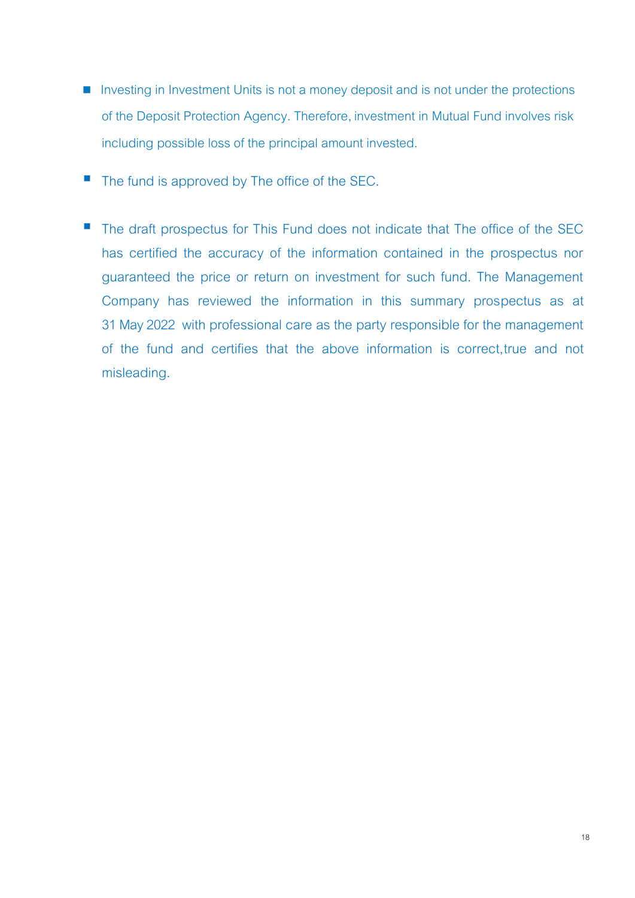- Investing in Investment Units is not a money deposit and is not under the protections of the Deposit Protection Agency. Therefore, investment in Mutual Fund involves risk including possible loss of the principal amount invested.
- The fund is approved by The office of the SEC.
- The draft prospectus for This Fund does not indicate that The office of the SEC has certified the accuracy of the information contained in the prospectus nor guaranteed the price or return on investment for such fund. The Management Company has reviewed the information in this summary prospectus as at 31 May 2022 with professional care as the party responsible for the management of the fund and certifies that the above information is correct,true and not misleading.